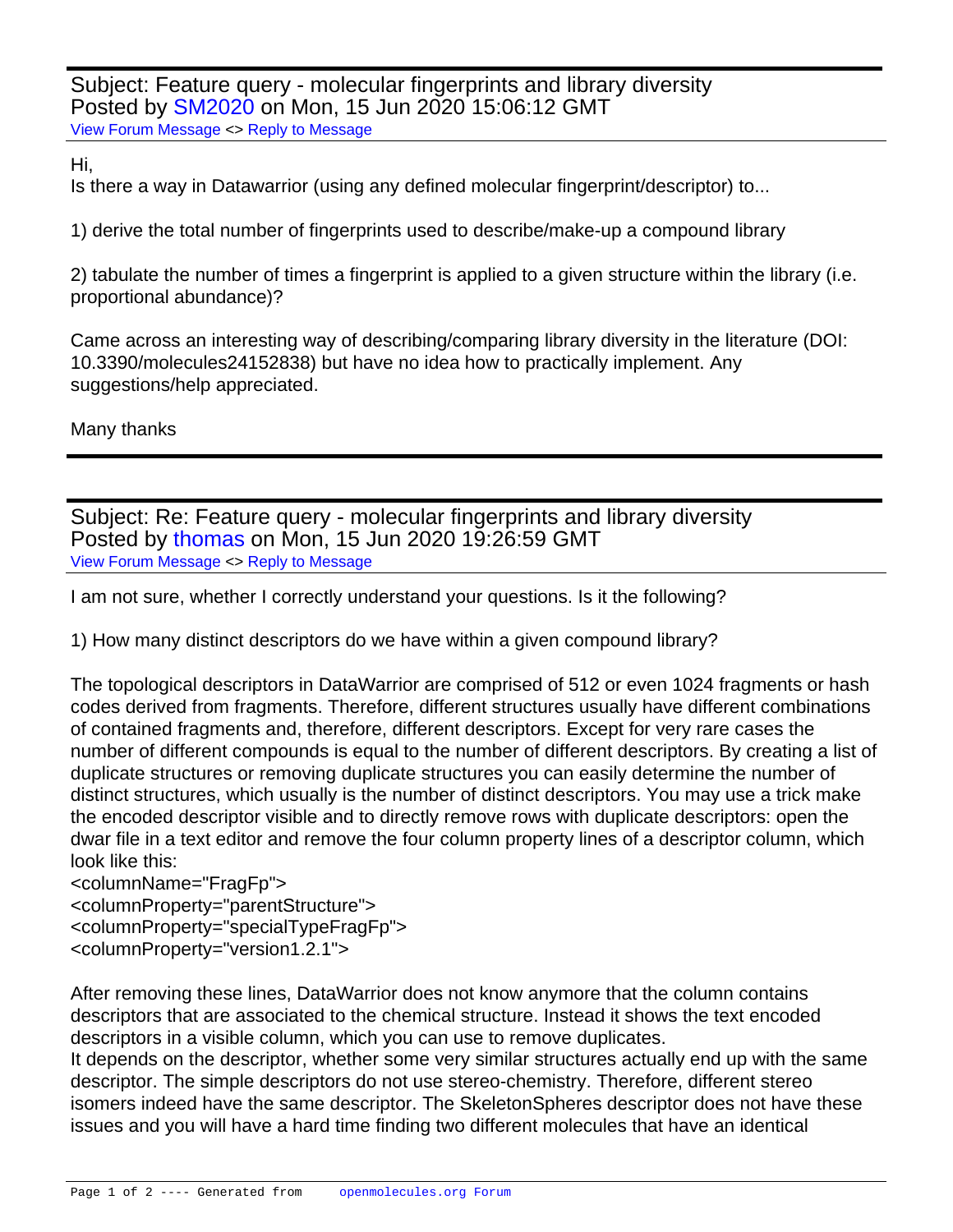Subject: Feature query - molecular fingerprints and library diversity
Posted by SM2020 on Mon, 15 Jun 2020 15:06:12 GMT
View Forum Message <> Reply to Message

---

Hi,
Is there a way in Datawarrior (using any defined molecular fingerprint/descriptor) to...

1) derive the total number of fingerprints used to describe/make-up a compound library

2) tabulate the number of times a fingerprint is applied to a given structure within the library (i.e. proportional abundance)?

Came across an interesting way of describing/comparing library diversity in the literature (DOI: 10.3390/molecules24152838) but have no idea how to practically implement. Any suggestions/help appreciated.

Many thanks

---

Subject: Re: Feature query - molecular fingerprints and library diversity
Posted by thomas on Mon, 15 Jun 2020 19:26:59 GMT
View Forum Message <> Reply to Message

---

I am not sure, whether I correctly understand your questions. Is it the following?

1) How many distinct descriptors do we have within a given compound library?

The topological descriptors in DataWarrior are comprised of 512 or even 1024 fragments or hash codes derived from fragments. Therefore, different structures usually have different combinations of contained fragments and, therefore, different descriptors. Except for very rare cases the number of different compounds is equal to the number of different descriptors. By creating a list of duplicate structures or removing duplicate structures you can easily determine the number of distinct structures, which usually is the number of distinct descriptors. You may use a trick make the encoded descriptor visible and to directly remove rows with duplicate descriptors: open the dwar file in a text editor and remove the four column property lines of a descriptor column, which look like this:

```
<columnName="FragFp">
<columnProperty="parentStructure">
<columnProperty="specialTypeFragFp">
<columnProperty="version1.2.1">
```

After removing these lines, DataWarrior does not know anymore that the column contains descriptors that are associated to the chemical structure. Instead it shows the text encoded descriptors in a visible column, which you can use to remove duplicates.
It depends on the descriptor, whether some very similar structures actually end up with the same descriptor. The simple descriptors do not use stereo-chemistry. Therefore, different stereo isomers indeed have the same descriptor. The SkeletonSpheres descriptor does not have these issues and you will have a hard time finding two different molecules that have an identical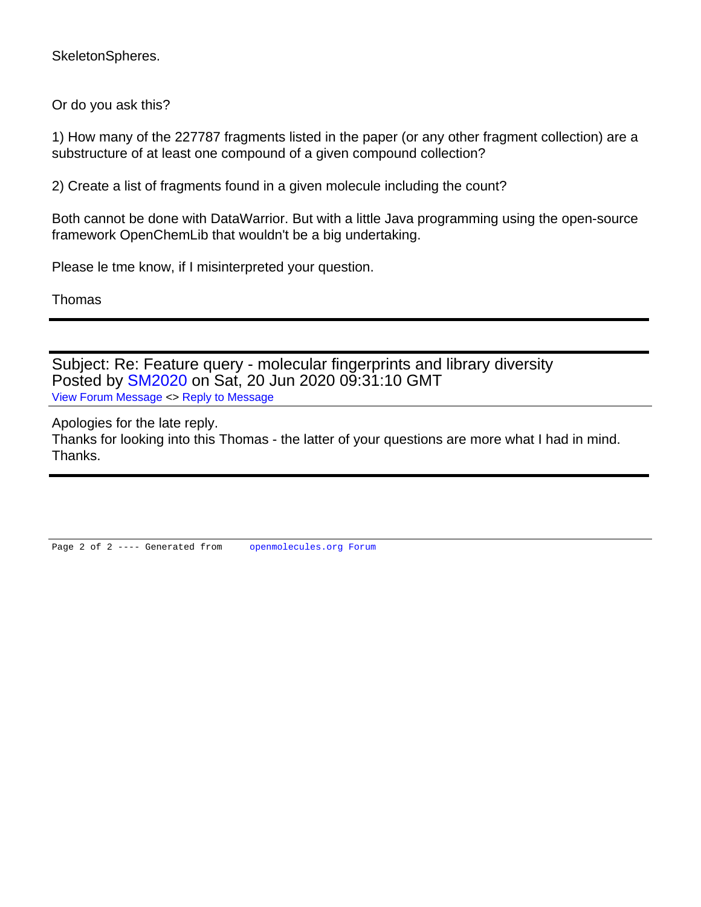SkeletonSpheres.

Or do you ask this?

1) How many of the 227787 fragments listed in the paper (or any other fragment collection) are a substructure of at least one compound of a given compound collection?

2) Create a list of fragments found in a given molecule including the count?

Both cannot be done with DataWarrior. But with a little Java programming using the open-source framework OpenChemLib that wouldn't be a big undertaking.

Please le tme know, if I misinterpreted your question.

Thomas

---

Subject: Re: Feature query - molecular fingerprints and library diversity
Posted by SM2020 on Sat, 20 Jun 2020 09:31:10 GMT
View Forum Message <> Reply to Message

Apologies for the late reply.
Thanks for looking into this Thomas - the latter of your questions are more what I had in mind.
Thanks.

---